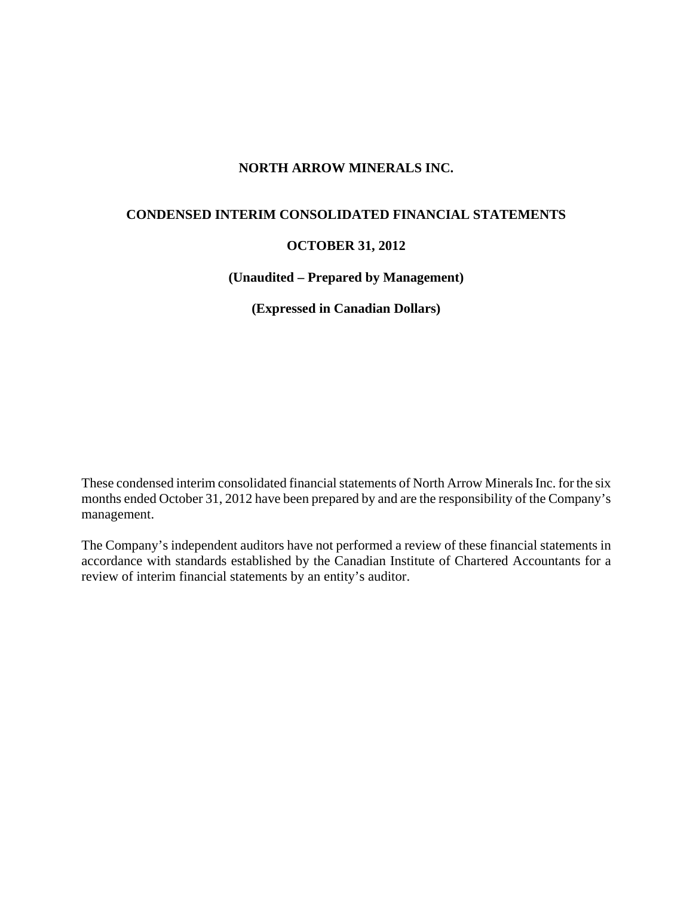# NORTH ARROW MINERALS INC.

## CONDENSED INTERIM CONSOLIDATED FINANCIAL STATEMENTS

## OCTOBER 31, 2012

**(Unaudited – Prepared by Management)**

**(Expressed in Canadian Dollars)**

These condensed interim consolidated financial statements of North Arrow Minerals Inc. for the six months ended October 31, 2012 have been prepared by and are the responsibility of the Company's management.

The Company's independent auditors have not performed a review of these financial statements in accordance with standards established by the Canadian Institute of Chartered Accountants for a review of interim financial statements by an entity's auditor.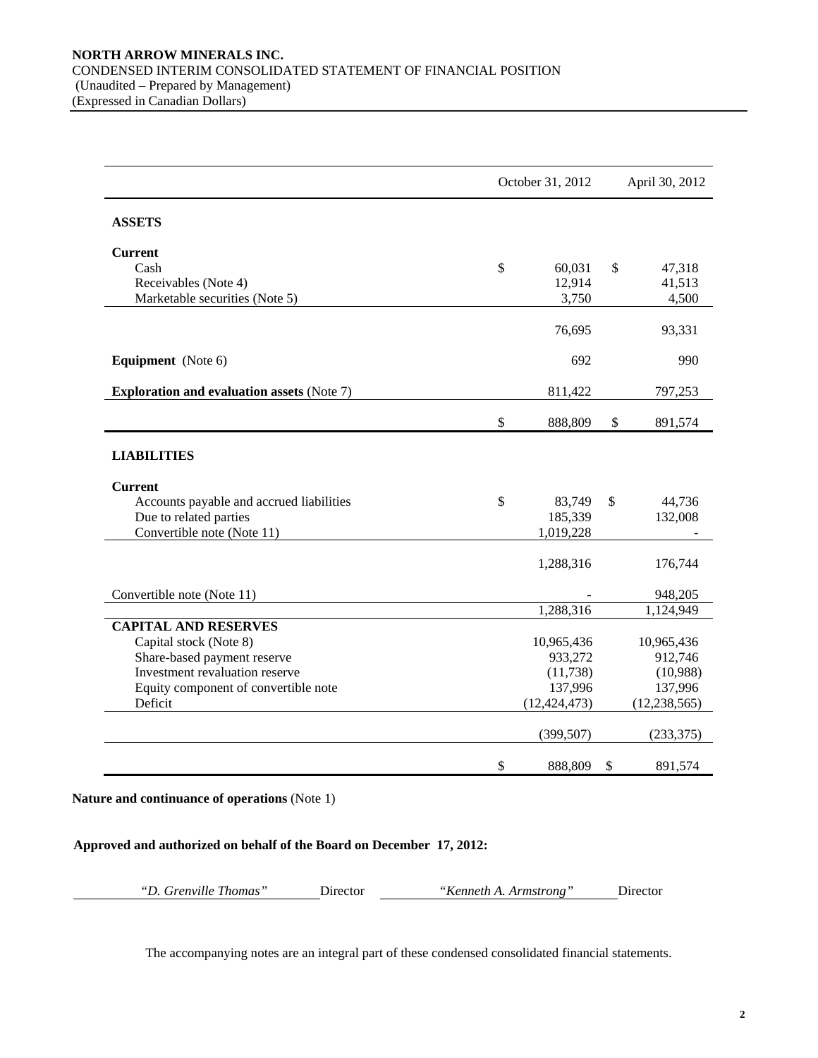**NORTH ARROW MINERALS INC.**
CONDENSED INTERIM CONSOLIDATED STATEMENT OF FINANCIAL POSITION
(Unaudited – Prepared by Management)
(Expressed in Canadian Dollars)

| | October 31, 2012 | April 30, 2012 |
|---|---|---|
| **ASSETS** | | |
| **Current** | | |
| Cash | $ 60,031 | $ 47,318 |
| Receivables (Note 4) | 12,914 | 41,513 |
| Marketable securities (Note 5) | 3,750 | 4,500 |
| | 76,695 | 93,331 |
| **Equipment** (Note 6) | 692 | 990 |
| **Exploration and evaluation assets** (Note 7) | 811,422 | 797,253 |
| | $ 888,809 | $ 891,574 |
| **LIABILITIES** | | |
| **Current** | | |
| Accounts payable and accrued liabilities | $ 83,749 | $ 44,736 |
| Due to related parties | 185,339 | 132,008 |
| Convertible note (Note 11) | 1,019,228 | - |
| | 1,288,316 | 176,744 |
| Convertible note (Note 11) | - | 948,205 |
| | 1,288,316 | 1,124,949 |
| **CAPITAL AND RESERVES** | | |
| Capital stock (Note 8) | 10,965,436 | 10,965,436 |
| Share-based payment reserve | 933,272 | 912,746 |
| Investment revaluation reserve | (11,738) | (10,988) |
| Equity component of convertible note | 137,996 | 137,996 |
| Deficit | (12,424,473) | (12,238,565) |
| | (399,507) | (233,375) |
| | $ 888,809 | $ 891,574 |

**Nature and continuance of operations** (Note 1)

**Approved and authorized on behalf of the Board on December 17, 2012:**

*"D. Grenville Thomas"* Director *"Kenneth A. Armstrong"* Director

The accompanying notes are an integral part of these condensed consolidated financial statements.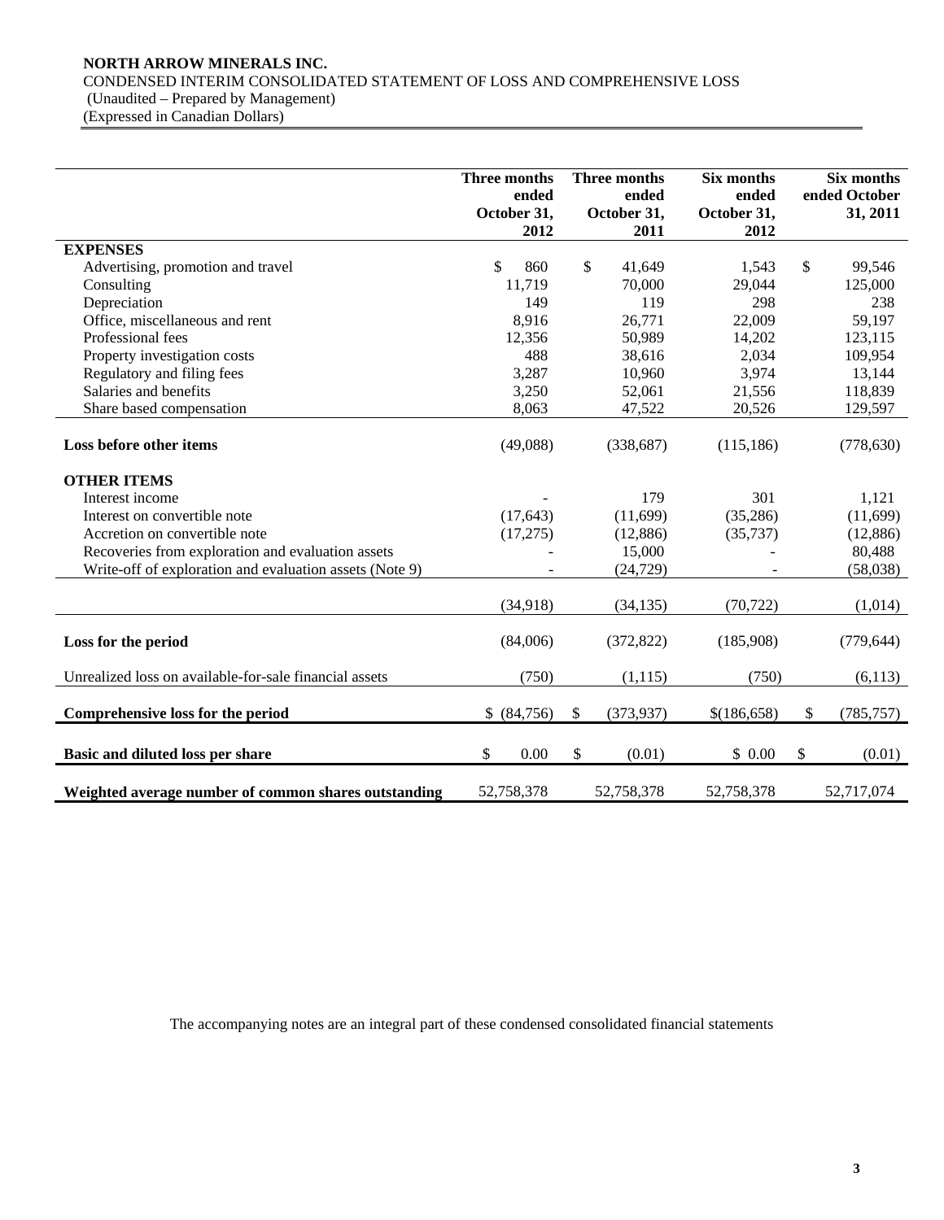**NORTH ARROW MINERALS INC.**
CONDENSED INTERIM CONSOLIDATED STATEMENT OF LOSS AND COMPREHENSIVE LOSS
(Unaudited – Prepared by Management)
(Expressed in Canadian Dollars)

| | Three months ended October 31, 2012 | Three months ended October 31, 2011 | Six months ended October 31, 2012 | Six months ended October 31, 2011 |
|---|---|---|---|---|
| **EXPENSES** | | | | |
| Advertising, promotion and travel | $ 860 | $ 41,649 | 1,543 | $ 99,546 |
| Consulting | 11,719 | 70,000 | 29,044 | 125,000 |
| Depreciation | 149 | 119 | 298 | 238 |
| Office, miscellaneous and rent | 8,916 | 26,771 | 22,009 | 59,197 |
| Professional fees | 12,356 | 50,989 | 14,202 | 123,115 |
| Property investigation costs | 488 | 38,616 | 2,034 | 109,954 |
| Regulatory and filing fees | 3,287 | 10,960 | 3,974 | 13,144 |
| Salaries and benefits | 3,250 | 52,061 | 21,556 | 118,839 |
| Share based compensation | 8,063 | 47,522 | 20,526 | 129,597 |
| **Loss before other items** | (49,088) | (338,687) | (115,186) | (778,630) |
| **OTHER ITEMS** | | | | |
| Interest income | - | 179 | 301 | 1,121 |
| Interest on convertible note | (17,643) | (11,699) | (35,286) | (11,699) |
| Accretion on convertible note | (17,275) | (12,886) | (35,737) | (12,886) |
| Recoveries from exploration and evaluation assets | - | 15,000 | - | 80,488 |
| Write-off of exploration and evaluation assets (Note 9) | - | (24,729) | - | (58,038) |
| | (34,918) | (34,135) | (70,722) | (1,014) |
| **Loss for the period** | (84,006) | (372,822) | (185,908) | (779,644) |
| Unrealized loss on available-for-sale financial assets | (750) | (1,115) | (750) | (6,113) |
| **Comprehensive loss for the period** | $ (84,756) | $ (373,937) | $(186,658) | $ (785,757) |
| **Basic and diluted loss per share** | $ 0.00 | $ (0.01) | $ 0.00 | $ (0.01) |
| **Weighted average number of common shares outstanding** | 52,758,378 | 52,758,378 | 52,758,378 | 52,717,074 |

The accompanying notes are an integral part of these condensed consolidated financial statements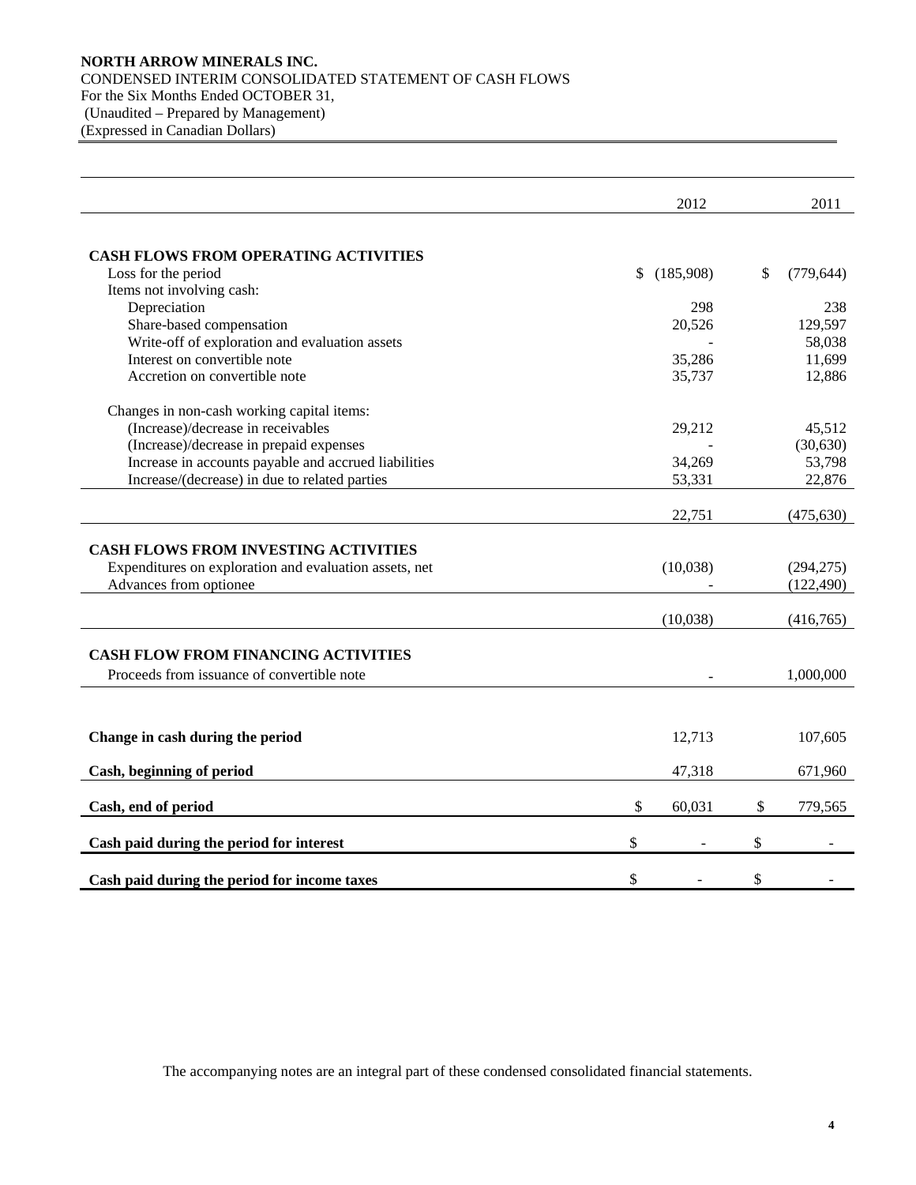**NORTH ARROW MINERALS INC.**
CONDENSED INTERIM CONSOLIDATED STATEMENT OF CASH FLOWS
For the Six Months Ended OCTOBER 31,
(Unaudited – Prepared by Management)
(Expressed in Canadian Dollars)

| | 2012 | 2011 |
|---|---|---|
| **CASH FLOWS FROM OPERATING ACTIVITIES** | | |
| Loss for the period | $ (185,908) | $ (779,644) |
| Items not involving cash: | | |
| Depreciation | 298 | 238 |
| Share-based compensation | 20,526 | 129,597 |
| Write-off of exploration and evaluation assets | - | 58,038 |
| Interest on convertible note | 35,286 | 11,699 |
| Accretion on convertible note | 35,737 | 12,886 |
| Changes in non-cash working capital items: | | |
| (Increase)/decrease in receivables | 29,212 | 45,512 |
| (Increase)/decrease in prepaid expenses | - | (30,630) |
| Increase in accounts payable and accrued liabilities | 34,269 | 53,798 |
| Increase/(decrease) in due to related parties | 53,331 | 22,876 |
| | 22,751 | (475,630) |
| **CASH FLOWS FROM INVESTING ACTIVITIES** | | |
| Expenditures on exploration and evaluation assets, net | (10,038) | (294,275) |
| Advances from optionee | - | (122,490) |
| | (10,038) | (416,765) |
| **CASH FLOW FROM FINANCING ACTIVITIES** | | |
| Proceeds from issuance of convertible note | - | 1,000,000 |
| **Change in cash during the period** | 12,713 | 107,605 |
| **Cash, beginning of period** | 47,318 | 671,960 |
| **Cash, end of period** | $ 60,031 | $ 779,565 |
| **Cash paid during the period for interest** | $ - | $ - |
| **Cash paid during the period for income taxes** | $ - | $ - |

The accompanying notes are an integral part of these condensed consolidated financial statements.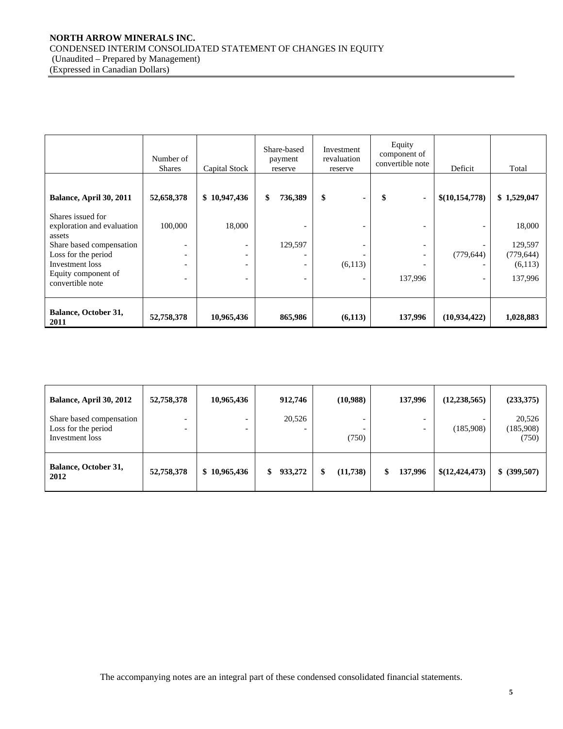**NORTH ARROW MINERALS INC.**
CONDENSED INTERIM CONSOLIDATED STATEMENT OF CHANGES IN EQUITY
(Unaudited – Prepared by Management)
(Expressed in Canadian Dollars)

| | Number of Shares | Capital Stock | Share-based payment reserve | Investment revaluation reserve | Equity component of convertible note | Deficit | Total |
|---|---|---|---|---|---|---|---|
| **Balance, April 30, 2011** | **52,658,378** | **$ 10,947,436** | **$ 736,389** | **$ -** | **$ -** | **$(10,154,778)** | **$ 1,529,047** |
| Shares issued for exploration and evaluation assets | 100,000 | 18,000 | - | - | - | - | 18,000 |
| Share based compensation | - | - | 129,597 | - | - | - | 129,597 |
| Loss for the period | - | - | - | - | - | (779,644) | (779,644) |
| Investment loss | - | - | - | (6,113) | - | - | (6,113) |
| Equity component of convertible note | - | - | - | - | 137,996 | - | 137,996 |
| **Balance, October 31, 2011** | **52,758,378** | **10,965,436** | **865,986** | **(6,113)** | **137,996** | **(10,934,422)** | **1,028,883** |

| | | | | | | | |
|---|---|---|---|---|---|---|---|
| **Balance, April 30, 2012** | **52,758,378** | **10,965,436** | **912,746** | **(10,988)** | **137,996** | **(12,238,565)** | **(233,375)** |
| Share based compensation | - | - | 20,526 | - | - | - | 20,526 |
| Loss for the period | - | - | - | - | - | (185,908) | (185,908) |
| Investment loss | | | | (750) | | | (750) |
| **Balance, October 31, 2012** | **52,758,378** | **$ 10,965,436** | **$ 933,272** | **$ (11,738)** | **$ 137,996** | **$(12,424,473)** | **$ (399,507)** |

The accompanying notes are an integral part of these condensed consolidated financial statements.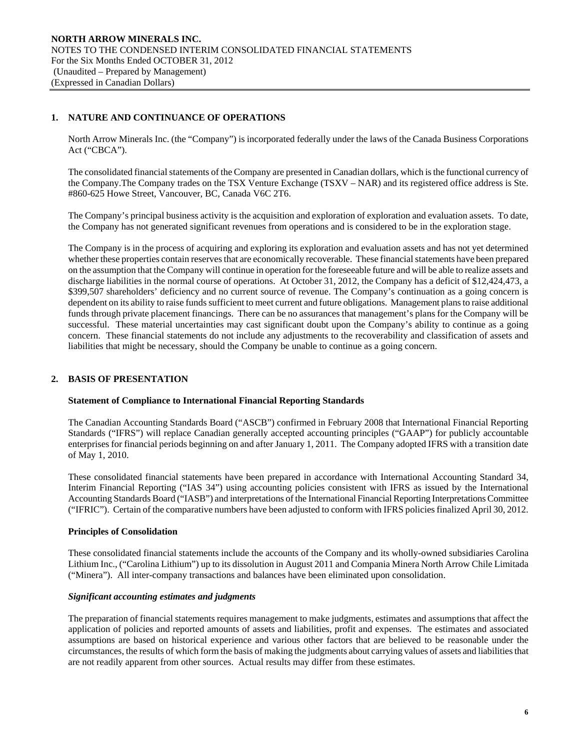## 1. NATURE AND CONTINUANCE OF OPERATIONS

North Arrow Minerals Inc. (the "Company") is incorporated federally under the laws of the Canada Business Corporations Act ("CBCA").

The consolidated financial statements of the Company are presented in Canadian dollars, which is the functional currency of the Company.The Company trades on the TSX Venture Exchange (TSXV – NAR) and its registered office address is Ste. #860-625 Howe Street, Vancouver, BC, Canada V6C 2T6.

The Company's principal business activity is the acquisition and exploration of exploration and evaluation assets. To date, the Company has not generated significant revenues from operations and is considered to be in the exploration stage.

The Company is in the process of acquiring and exploring its exploration and evaluation assets and has not yet determined whether these properties contain reserves that are economically recoverable. These financial statements have been prepared on the assumption that the Company will continue in operation for the foreseeable future and will be able to realize assets and discharge liabilities in the normal course of operations. At October 31, 2012, the Company has a deficit of $12,424,473, a $399,507 shareholders' deficiency and no current source of revenue. The Company's continuation as a going concern is dependent on its ability to raise funds sufficient to meet current and future obligations. Management plans to raise additional funds through private placement financings. There can be no assurances that management's plans for the Company will be successful. These material uncertainties may cast significant doubt upon the Company's ability to continue as a going concern. These financial statements do not include any adjustments to the recoverability and classification of assets and liabilities that might be necessary, should the Company be unable to continue as a going concern.

## 2. BASIS OF PRESENTATION

### Statement of Compliance to International Financial Reporting Standards

The Canadian Accounting Standards Board ("ASCB") confirmed in February 2008 that International Financial Reporting Standards ("IFRS") will replace Canadian generally accepted accounting principles ("GAAP") for publicly accountable enterprises for financial periods beginning on and after January 1, 2011. The Company adopted IFRS with a transition date of May 1, 2010.

These consolidated financial statements have been prepared in accordance with International Accounting Standard 34, Interim Financial Reporting ("IAS 34") using accounting policies consistent with IFRS as issued by the International Accounting Standards Board ("IASB") and interpretations of the International Financial Reporting Interpretations Committee ("IFRIC"). Certain of the comparative numbers have been adjusted to conform with IFRS policies finalized April 30, 2012.

### Principles of Consolidation

These consolidated financial statements include the accounts of the Company and its wholly-owned subsidiaries Carolina Lithium Inc., ("Carolina Lithium") up to its dissolution in August 2011 and Compania Minera North Arrow Chile Limitada ("Minera"). All inter-company transactions and balances have been eliminated upon consolidation.

### *Significant accounting estimates and judgments*

The preparation of financial statements requires management to make judgments, estimates and assumptions that affect the application of policies and reported amounts of assets and liabilities, profit and expenses. The estimates and associated assumptions are based on historical experience and various other factors that are believed to be reasonable under the circumstances, the results of which form the basis of making the judgments about carrying values of assets and liabilities that are not readily apparent from other sources. Actual results may differ from these estimates.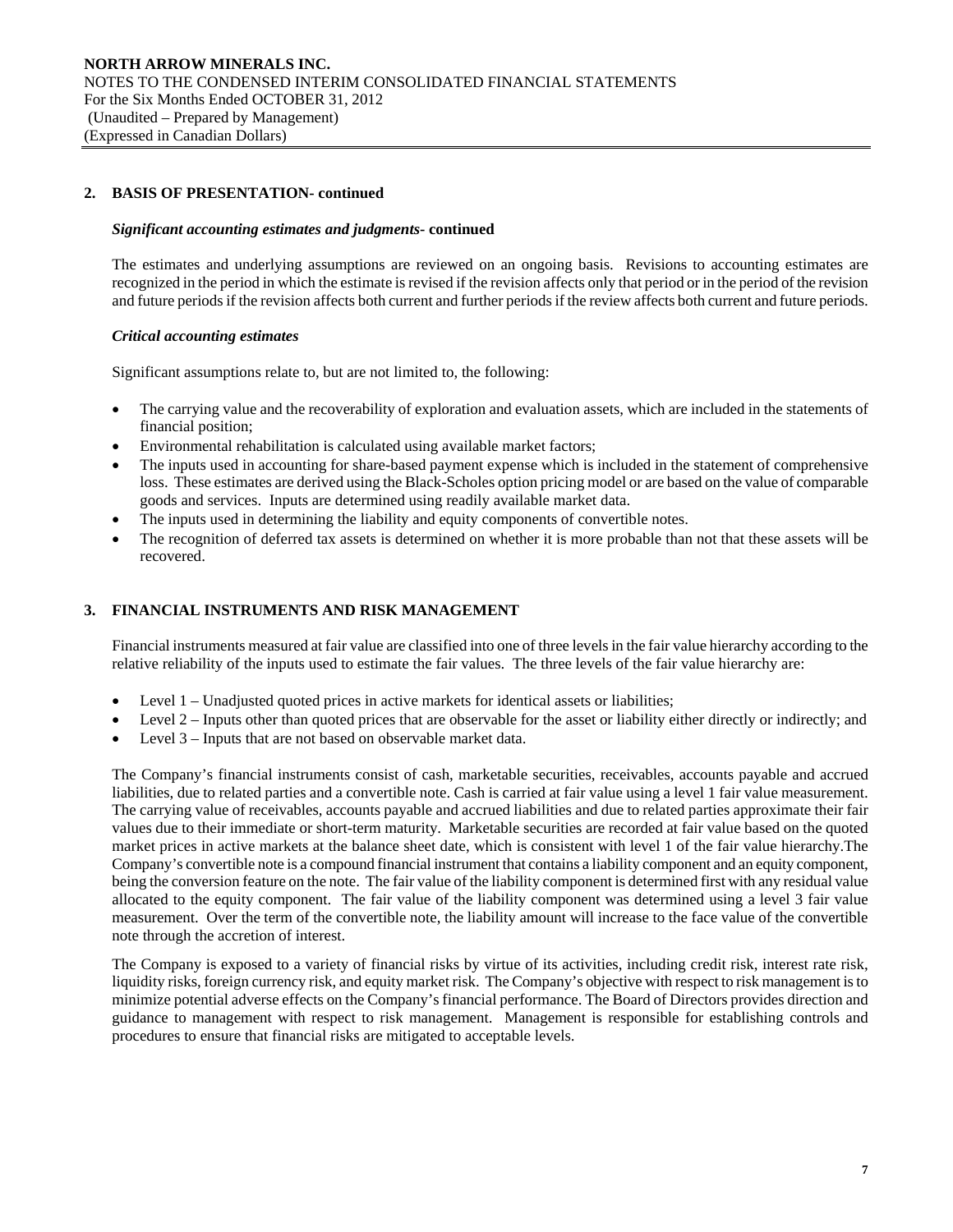## 2. BASIS OF PRESENTATION- continued

### *Significant accounting estimates and judgments*- continued

The estimates and underlying assumptions are reviewed on an ongoing basis. Revisions to accounting estimates are recognized in the period in which the estimate is revised if the revision affects only that period or in the period of the revision and future periods if the revision affects both current and further periods if the review affects both current and future periods.

### *Critical accounting estimates*

Significant assumptions relate to, but are not limited to, the following:

- The carrying value and the recoverability of exploration and evaluation assets, which are included in the statements of financial position;
- Environmental rehabilitation is calculated using available market factors;
- The inputs used in accounting for share-based payment expense which is included in the statement of comprehensive loss. These estimates are derived using the Black-Scholes option pricing model or are based on the value of comparable goods and services. Inputs are determined using readily available market data.
- The inputs used in determining the liability and equity components of convertible notes.
- The recognition of deferred tax assets is determined on whether it is more probable than not that these assets will be recovered.

## 3. FINANCIAL INSTRUMENTS AND RISK MANAGEMENT

Financial instruments measured at fair value are classified into one of three levels in the fair value hierarchy according to the relative reliability of the inputs used to estimate the fair values. The three levels of the fair value hierarchy are:

- Level 1 – Unadjusted quoted prices in active markets for identical assets or liabilities;
- Level 2 – Inputs other than quoted prices that are observable for the asset or liability either directly or indirectly; and
- Level 3 – Inputs that are not based on observable market data.

The Company's financial instruments consist of cash, marketable securities, receivables, accounts payable and accrued liabilities, due to related parties and a convertible note. Cash is carried at fair value using a level 1 fair value measurement. The carrying value of receivables, accounts payable and accrued liabilities and due to related parties approximate their fair values due to their immediate or short-term maturity. Marketable securities are recorded at fair value based on the quoted market prices in active markets at the balance sheet date, which is consistent with level 1 of the fair value hierarchy.The Company's convertible note is a compound financial instrument that contains a liability component and an equity component, being the conversion feature on the note. The fair value of the liability component is determined first with any residual value allocated to the equity component. The fair value of the liability component was determined using a level 3 fair value measurement. Over the term of the convertible note, the liability amount will increase to the face value of the convertible note through the accretion of interest.

The Company is exposed to a variety of financial risks by virtue of its activities, including credit risk, interest rate risk, liquidity risks, foreign currency risk, and equity market risk. The Company's objective with respect to risk management is to minimize potential adverse effects on the Company's financial performance. The Board of Directors provides direction and guidance to management with respect to risk management. Management is responsible for establishing controls and procedures to ensure that financial risks are mitigated to acceptable levels.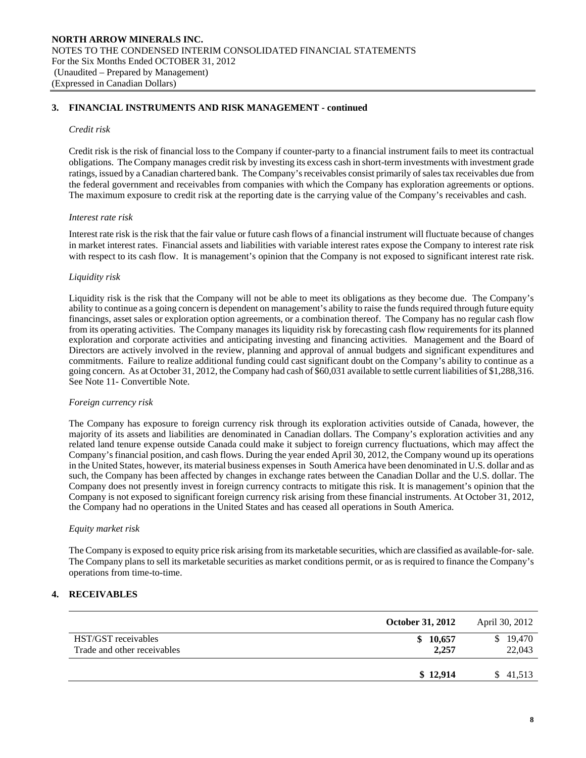## 3. FINANCIAL INSTRUMENTS AND RISK MANAGEMENT - continued

*Credit risk*

Credit risk is the risk of financial loss to the Company if counter-party to a financial instrument fails to meet its contractual obligations. The Company manages credit risk by investing its excess cash in short-term investments with investment grade ratings, issued by a Canadian chartered bank. The Company's receivables consist primarily of sales tax receivables due from the federal government and receivables from companies with which the Company has exploration agreements or options. The maximum exposure to credit risk at the reporting date is the carrying value of the Company's receivables and cash.

*Interest rate risk*

Interest rate risk is the risk that the fair value or future cash flows of a financial instrument will fluctuate because of changes in market interest rates. Financial assets and liabilities with variable interest rates expose the Company to interest rate risk with respect to its cash flow. It is management's opinion that the Company is not exposed to significant interest rate risk.

*Liquidity risk*

Liquidity risk is the risk that the Company will not be able to meet its obligations as they become due. The Company's ability to continue as a going concern is dependent on management's ability to raise the funds required through future equity financings, asset sales or exploration option agreements, or a combination thereof. The Company has no regular cash flow from its operating activities. The Company manages its liquidity risk by forecasting cash flow requirements for its planned exploration and corporate activities and anticipating investing and financing activities. Management and the Board of Directors are actively involved in the review, planning and approval of annual budgets and significant expenditures and commitments. Failure to realize additional funding could cast significant doubt on the Company's ability to continue as a going concern. As at October 31, 2012, the Company had cash of $60,031 available to settle current liabilities of $1,288,316. See Note 11- Convertible Note.

*Foreign currency risk*

The Company has exposure to foreign currency risk through its exploration activities outside of Canada, however, the majority of its assets and liabilities are denominated in Canadian dollars. The Company's exploration activities and any related land tenure expense outside Canada could make it subject to foreign currency fluctuations, which may affect the Company's financial position, and cash flows. During the year ended April 30, 2012, the Company wound up its operations in the United States, however, its material business expenses in South America have been denominated in U.S. dollar and as such, the Company has been affected by changes in exchange rates between the Canadian Dollar and the U.S. dollar. The Company does not presently invest in foreign currency contracts to mitigate this risk. It is management's opinion that the Company is not exposed to significant foreign currency risk arising from these financial instruments. At October 31, 2012, the Company had no operations in the United States and has ceased all operations in South America.

*Equity market risk*

The Company is exposed to equity price risk arising from its marketable securities, which are classified as available-for- sale. The Company plans to sell its marketable securities as market conditions permit, or as is required to finance the Company's operations from time-to-time.

## 4. RECEIVABLES

| | **October 31, 2012** | April 30, 2012 |
|---|---|---|
| HST/GST receivables | **$ 10,657** | $ 19,470 |
| Trade and other receivables | **2,257** | 22,043 |
| | **$ 12,914** | $ 41,513 |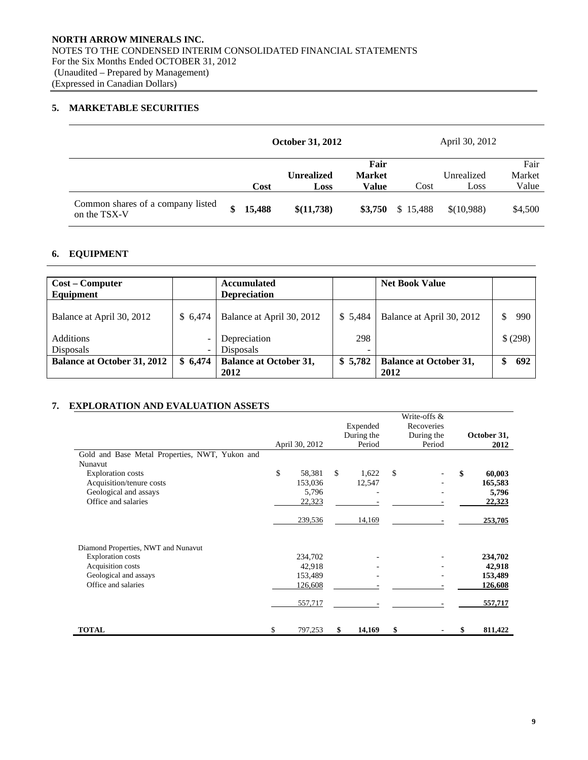NORTH ARROW MINERALS INC.
NOTES TO THE CONDENSED INTERIM CONSOLIDATED FINANCIAL STATEMENTS
For the Six Months Ended OCTOBER 31, 2012
(Unaudited – Prepared by Management)
(Expressed in Canadian Dollars)

## 5. MARKETABLE SECURITIES

| | **October 31, 2012** | | | April 30, 2012 | | |
|---|---|---|---|---|---|---|
| | **Cost** | **Unrealized Loss** | **Fair Market Value** | Cost | Unrealized Loss | Fair Market Value |
| Common shares of a company listed on the TSX-V | **$ 15,488** | **$(11,738)** | **$3,750** | $ 15,488 | $(10,988) | $4,500 |

## 6. EQUIPMENT

| **Cost – Computer Equipment** | | **Accumulated Depreciation** | | **Net Book Value** | |
|---|---|---|---|---|---|
| Balance at April 30, 2012 | $ 6,474 | Balance at April 30, 2012 | $ 5,484 | Balance at April 30, 2012 | $ 990 |
| Additions | - | Depreciation | 298 | | $ (298) |
| Disposals | - | Disposals | - | | |
| **Balance at October 31, 2012** | **$ 6,474** | **Balance at October 31, 2012** | **$ 5,782** | **Balance at October 31, 2012** | **$ 692** |

## 7. EXPLORATION AND EVALUATION ASSETS

| | April 30, 2012 | Expended During the Period | Write-offs & Recoveries During the Period | **October 31, 2012** |
|---|---|---|---|---|
| Gold and Base Metal Properties, NWT, Yukon and Nunavut | | | | |
| Exploration costs | $ 58,381 | $ 1,622 | $ - | **$ 60,003** |
| Acquisition/tenure costs | 153,036 | 12,547 | - | **165,583** |
| Geological and assays | 5,796 | - | - | **5,796** |
| Office and salaries | 22,323 | - | - | **22,323** |
| | 239,536 | 14,169 | - | **253,705** |
| Diamond Properties, NWT and Nunavut | | | | |
| Exploration costs | 234,702 | - | - | **234,702** |
| Acquisition costs | 42,918 | - | - | **42,918** |
| Geological and assays | 153,489 | - | - | **153,489** |
| Office and salaries | 126,608 | - | - | **126,608** |
| | 557,717 | - | - | **557,717** |
| **TOTAL** | $ 797,253 | **$ 14,169** | **$ -** | **$ 811,422** |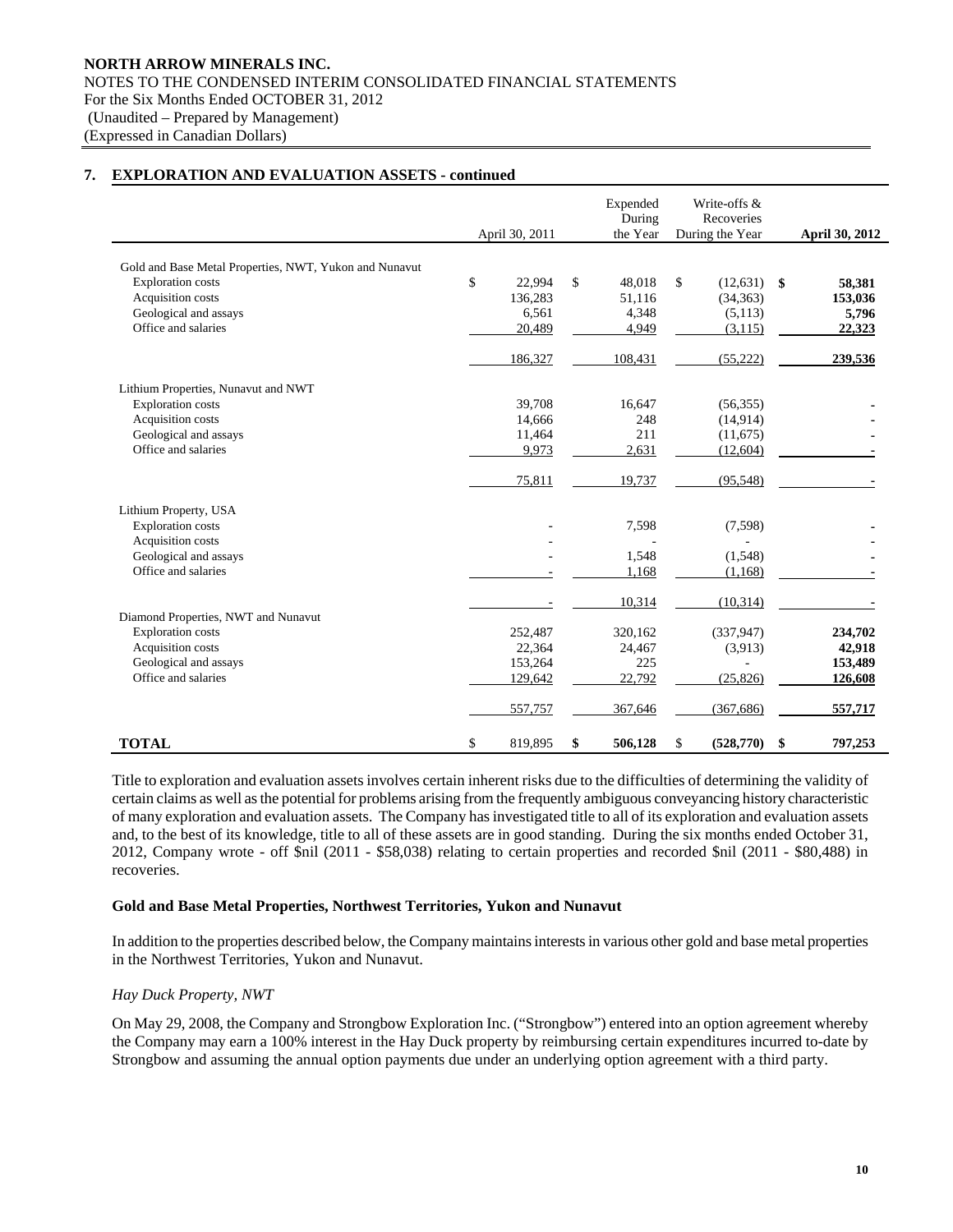NORTH ARROW MINERALS INC.
NOTES TO THE CONDENSED INTERIM CONSOLIDATED FINANCIAL STATEMENTS
For the Six Months Ended OCTOBER 31, 2012
(Unaudited – Prepared by Management)
(Expressed in Canadian Dollars)

## 7. EXPLORATION AND EVALUATION ASSETS - continued

| | April 30, 2011 | Expended During the Year | Write-offs & Recoveries During the Year | **April 30, 2012** |
|---|---|---|---|---|
| Gold and Base Metal Properties, NWT, Yukon and Nunavut | | | | |
| Exploration costs | $ 22,994 | $ 48,018 | $ (12,631) | **$ 58,381** |
| Acquisition costs | 136,283 | 51,116 | (34,363) | **153,036** |
| Geological and assays | 6,561 | 4,348 | (5,113) | **5,796** |
| Office and salaries | 20,489 | 4,949 | (3,115) | **22,323** |
| | 186,327 | 108,431 | (55,222) | **239,536** |
| Lithium Properties, Nunavut and NWT | | | | |
| Exploration costs | 39,708 | 16,647 | (56,355) | - |
| Acquisition costs | 14,666 | 248 | (14,914) | - |
| Geological and assays | 11,464 | 211 | (11,675) | - |
| Office and salaries | 9,973 | 2,631 | (12,604) | - |
| | 75,811 | 19,737 | (95,548) | - |
| Lithium Property, USA | | | | |
| Exploration costs | - | 7,598 | (7,598) | - |
| Acquisition costs | - | - | - | - |
| Geological and assays | - | 1,548 | (1,548) | - |
| Office and salaries | - | 1,168 | (1,168) | - |
| | - | 10,314 | (10,314) | - |
| Diamond Properties, NWT and Nunavut | | | | |
| Exploration costs | 252,487 | 320,162 | (337,947) | **234,702** |
| Acquisition costs | 22,364 | 24,467 | (3,913) | **42,918** |
| Geological and assays | 153,264 | 225 | - | **153,489** |
| Office and salaries | 129,642 | 22,792 | (25,826) | **126,608** |
| | 557,757 | 367,646 | (367,686) | **557,717** |
| **TOTAL** | $ 819,895 | **$ 506,128** | $ **(528,770)** | **$ 797,253** |

Title to exploration and evaluation assets involves certain inherent risks due to the difficulties of determining the validity of certain claims as well as the potential for problems arising from the frequently ambiguous conveyancing history characteristic of many exploration and evaluation assets. The Company has investigated title to all of its exploration and evaluation assets and, to the best of its knowledge, title to all of these assets are in good standing. During the six months ended October 31, 2012, Company wrote - off $nil (2011 - $58,038) relating to certain properties and recorded $nil (2011 - $80,488) in recoveries.

### Gold and Base Metal Properties, Northwest Territories, Yukon and Nunavut

In addition to the properties described below, the Company maintains interests in various other gold and base metal properties in the Northwest Territories, Yukon and Nunavut.

*Hay Duck Property, NWT*

On May 29, 2008, the Company and Strongbow Exploration Inc. ("Strongbow") entered into an option agreement whereby the Company may earn a 100% interest in the Hay Duck property by reimbursing certain expenditures incurred to-date by Strongbow and assuming the annual option payments due under an underlying option agreement with a third party.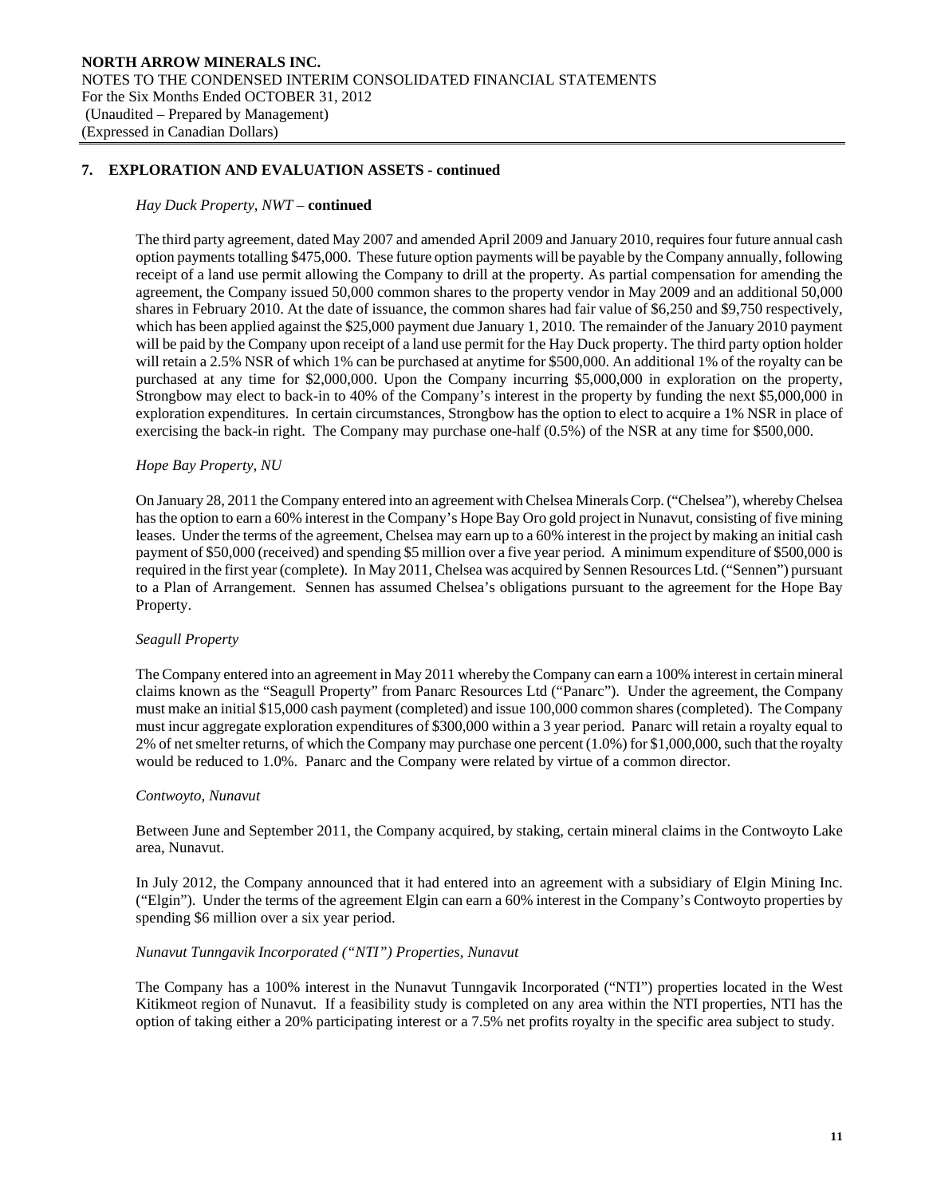## 7. EXPLORATION AND EVALUATION ASSETS - continued

### *Hay Duck Property, NWT* – **continued**

The third party agreement, dated May 2007 and amended April 2009 and January 2010, requires four future annual cash option payments totalling $475,000. These future option payments will be payable by the Company annually, following receipt of a land use permit allowing the Company to drill at the property. As partial compensation for amending the agreement, the Company issued 50,000 common shares to the property vendor in May 2009 and an additional 50,000 shares in February 2010. At the date of issuance, the common shares had fair value of $6,250 and $9,750 respectively, which has been applied against the $25,000 payment due January 1, 2010. The remainder of the January 2010 payment will be paid by the Company upon receipt of a land use permit for the Hay Duck property. The third party option holder will retain a 2.5% NSR of which 1% can be purchased at anytime for $500,000. An additional 1% of the royalty can be purchased at any time for $2,000,000. Upon the Company incurring $5,000,000 in exploration on the property, Strongbow may elect to back-in to 40% of the Company's interest in the property by funding the next $5,000,000 in exploration expenditures. In certain circumstances, Strongbow has the option to elect to acquire a 1% NSR in place of exercising the back-in right. The Company may purchase one-half (0.5%) of the NSR at any time for $500,000.

### *Hope Bay Property, NU*

On January 28, 2011 the Company entered into an agreement with Chelsea Minerals Corp. ("Chelsea"), whereby Chelsea has the option to earn a 60% interest in the Company's Hope Bay Oro gold project in Nunavut, consisting of five mining leases. Under the terms of the agreement, Chelsea may earn up to a 60% interest in the project by making an initial cash payment of $50,000 (received) and spending $5 million over a five year period. A minimum expenditure of $500,000 is required in the first year (complete). In May 2011, Chelsea was acquired by Sennen Resources Ltd. ("Sennen") pursuant to a Plan of Arrangement. Sennen has assumed Chelsea's obligations pursuant to the agreement for the Hope Bay Property.

### *Seagull Property*

The Company entered into an agreement in May 2011 whereby the Company can earn a 100% interest in certain mineral claims known as the "Seagull Property" from Panarc Resources Ltd ("Panarc"). Under the agreement, the Company must make an initial $15,000 cash payment (completed) and issue 100,000 common shares (completed). The Company must incur aggregate exploration expenditures of $300,000 within a 3 year period. Panarc will retain a royalty equal to 2% of net smelter returns, of which the Company may purchase one percent (1.0%) for $1,000,000, such that the royalty would be reduced to 1.0%. Panarc and the Company were related by virtue of a common director.

### *Contwoyto, Nunavut*

Between June and September 2011, the Company acquired, by staking, certain mineral claims in the Contwoyto Lake area, Nunavut.

In July 2012, the Company announced that it had entered into an agreement with a subsidiary of Elgin Mining Inc. ("Elgin"). Under the terms of the agreement Elgin can earn a 60% interest in the Company's Contwoyto properties by spending $6 million over a six year period.

### *Nunavut Tunngavik Incorporated ("NTI") Properties, Nunavut*

The Company has a 100% interest in the Nunavut Tunngavik Incorporated ("NTI") properties located in the West Kitikmeot region of Nunavut. If a feasibility study is completed on any area within the NTI properties, NTI has the option of taking either a 20% participating interest or a 7.5% net profits royalty in the specific area subject to study.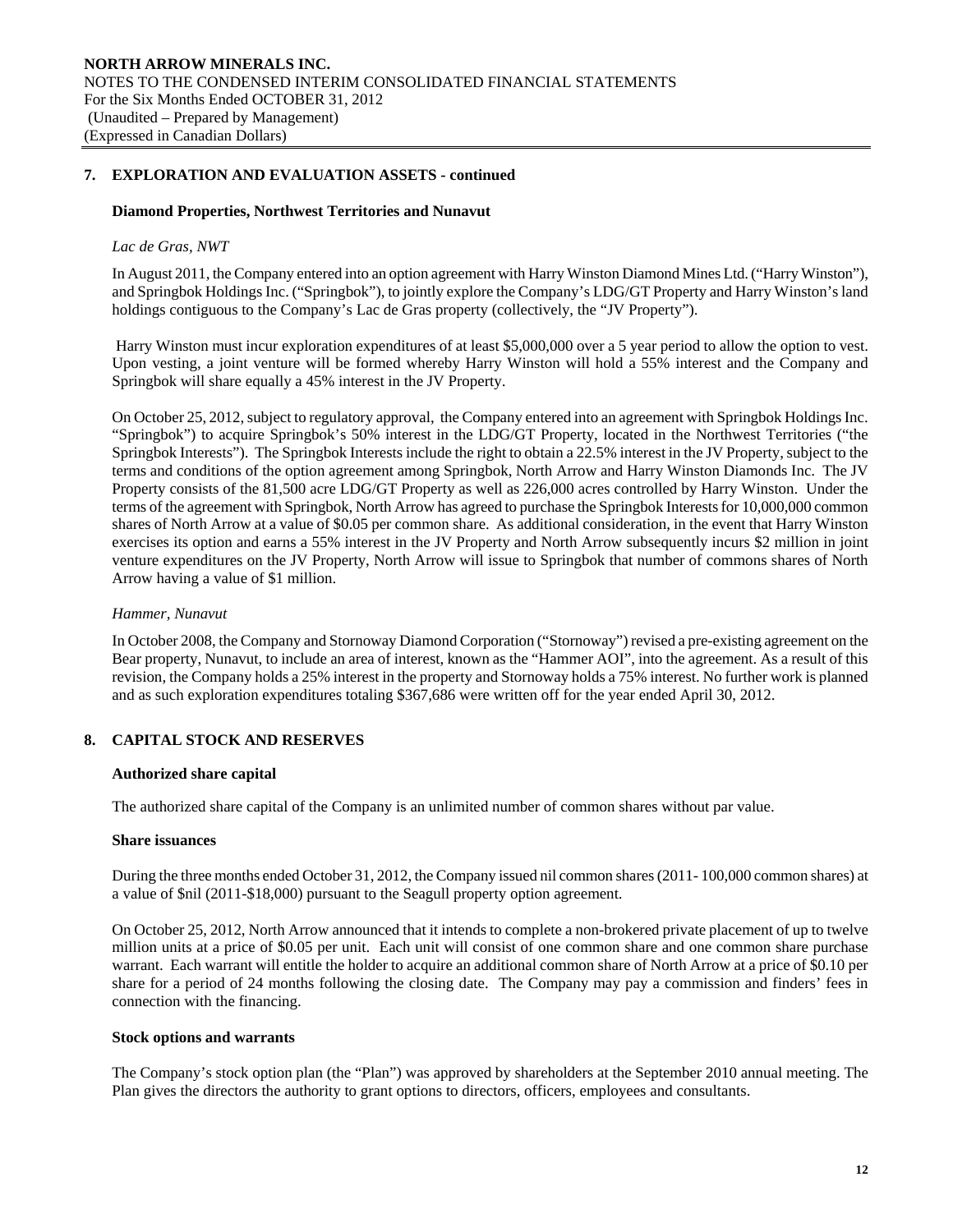## 7. EXPLORATION AND EVALUATION ASSETS - continued

### Diamond Properties, Northwest Territories and Nunavut

*Lac de Gras, NWT*

In August 2011, the Company entered into an option agreement with Harry Winston Diamond Mines Ltd. ("Harry Winston"), and Springbok Holdings Inc. ("Springbok"), to jointly explore the Company's LDG/GT Property and Harry Winston's land holdings contiguous to the Company's Lac de Gras property (collectively, the "JV Property").

Harry Winston must incur exploration expenditures of at least $5,000,000 over a 5 year period to allow the option to vest. Upon vesting, a joint venture will be formed whereby Harry Winston will hold a 55% interest and the Company and Springbok will share equally a 45% interest in the JV Property.

On October 25, 2012, subject to regulatory approval, the Company entered into an agreement with Springbok Holdings Inc. "Springbok") to acquire Springbok's 50% interest in the LDG/GT Property, located in the Northwest Territories ("the Springbok Interests"). The Springbok Interests include the right to obtain a 22.5% interest in the JV Property, subject to the terms and conditions of the option agreement among Springbok, North Arrow and Harry Winston Diamonds Inc. The JV Property consists of the 81,500 acre LDG/GT Property as well as 226,000 acres controlled by Harry Winston. Under the terms of the agreement with Springbok, North Arrow has agreed to purchase the Springbok Interests for 10,000,000 common shares of North Arrow at a value of $0.05 per common share. As additional consideration, in the event that Harry Winston exercises its option and earns a 55% interest in the JV Property and North Arrow subsequently incurs $2 million in joint venture expenditures on the JV Property, North Arrow will issue to Springbok that number of commons shares of North Arrow having a value of $1 million.

*Hammer, Nunavut*

In October 2008, the Company and Stornoway Diamond Corporation ("Stornoway") revised a pre-existing agreement on the Bear property, Nunavut, to include an area of interest, known as the "Hammer AOI", into the agreement. As a result of this revision, the Company holds a 25% interest in the property and Stornoway holds a 75% interest. No further work is planned and as such exploration expenditures totaling $367,686 were written off for the year ended April 30, 2012.

## 8. CAPITAL STOCK AND RESERVES

### Authorized share capital

The authorized share capital of the Company is an unlimited number of common shares without par value.

### Share issuances

During the three months ended October 31, 2012, the Company issued nil common shares (2011- 100,000 common shares) at a value of $nil (2011-$18,000) pursuant to the Seagull property option agreement.

On October 25, 2012, North Arrow announced that it intends to complete a non-brokered private placement of up to twelve million units at a price of $0.05 per unit. Each unit will consist of one common share and one common share purchase warrant. Each warrant will entitle the holder to acquire an additional common share of North Arrow at a price of $0.10 per share for a period of 24 months following the closing date. The Company may pay a commission and finders' fees in connection with the financing.

### Stock options and warrants

The Company's stock option plan (the "Plan") was approved by shareholders at the September 2010 annual meeting. The Plan gives the directors the authority to grant options to directors, officers, employees and consultants.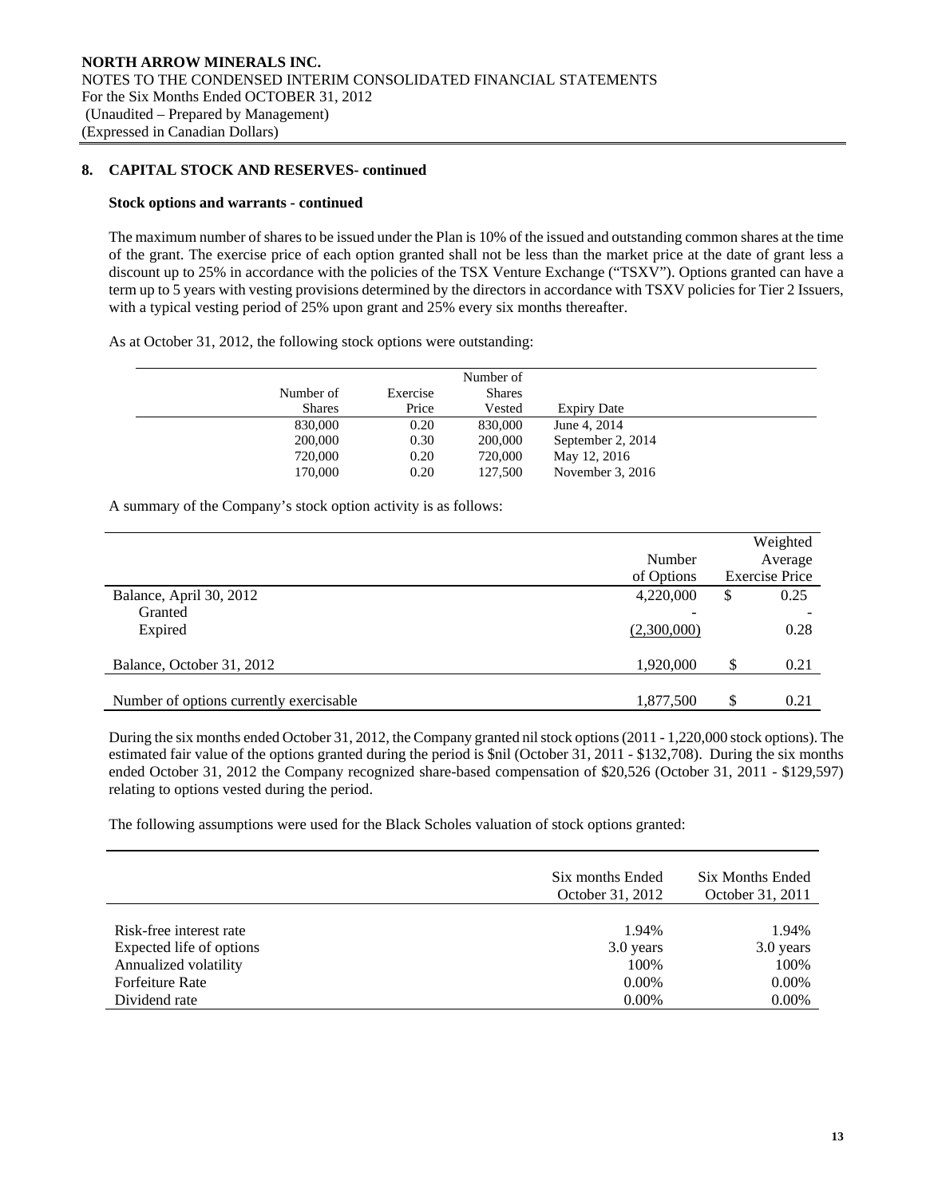NORTH ARROW MINERALS INC.
NOTES TO THE CONDENSED INTERIM CONSOLIDATED FINANCIAL STATEMENTS
For the Six Months Ended OCTOBER 31, 2012
(Unaudited – Prepared by Management)
(Expressed in Canadian Dollars)

## 8. CAPITAL STOCK AND RESERVES- continued

### Stock options and warrants - continued

The maximum number of shares to be issued under the Plan is 10% of the issued and outstanding common shares at the time of the grant. The exercise price of each option granted shall not be less than the market price at the date of grant less a discount up to 25% in accordance with the policies of the TSX Venture Exchange ("TSXV"). Options granted can have a term up to 5 years with vesting provisions determined by the directors in accordance with TSXV policies for Tier 2 Issuers, with a typical vesting period of 25% upon grant and 25% every six months thereafter.

As at October 31, 2012, the following stock options were outstanding:

| Number of Shares | Exercise Price | Number of Shares Vested | Expiry Date |
|---|---|---|---|
| 830,000 | 0.20 | 830,000 | June 4, 2014 |
| 200,000 | 0.30 | 200,000 | September 2, 2014 |
| 720,000 | 0.20 | 720,000 | May 12, 2016 |
| 170,000 | 0.20 | 127,500 | November 3, 2016 |

A summary of the Company's stock option activity is as follows:

| | Number of Options | Weighted Average Exercise Price |
|---|---|---|
| Balance, April 30, 2012 | 4,220,000 | $ 0.25 |
| Granted | - | - |
| Expired | (2,300,000) | 0.28 |
| Balance, October 31, 2012 | 1,920,000 | $ 0.21 |
| Number of options currently exercisable | 1,877,500 | $ 0.21 |

During the six months ended October 31, 2012, the Company granted nil stock options (2011 - 1,220,000 stock options). The estimated fair value of the options granted during the period is $nil (October 31, 2011 - $132,708). During the six months ended October 31, 2012 the Company recognized share-based compensation of $20,526 (October 31, 2011 - $129,597) relating to options vested during the period.

The following assumptions were used for the Black Scholes valuation of stock options granted:

| | Six months Ended October 31, 2012 | Six Months Ended October 31, 2011 |
|---|---|---|
| Risk-free interest rate | 1.94% | 1.94% |
| Expected life of options | 3.0 years | 3.0 years |
| Annualized volatility | 100% | 100% |
| Forfeiture Rate | 0.00% | 0.00% |
| Dividend rate | 0.00% | 0.00% |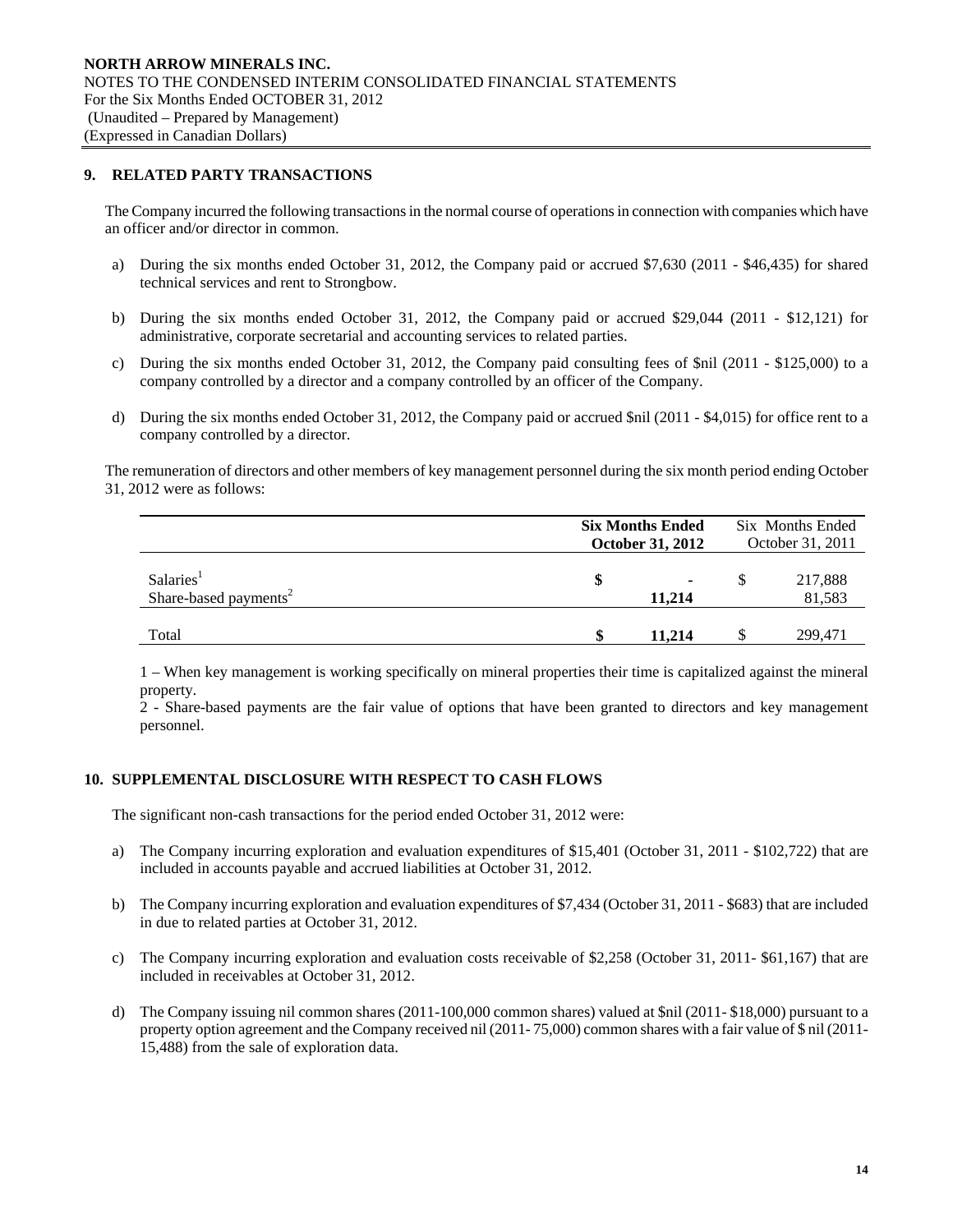## 9. RELATED PARTY TRANSACTIONS

The Company incurred the following transactions in the normal course of operations in connection with companies which have an officer and/or director in common.

a) During the six months ended October 31, 2012, the Company paid or accrued $7,630 (2011 - $46,435) for shared technical services and rent to Strongbow.

b) During the six months ended October 31, 2012, the Company paid or accrued $29,044 (2011 - $12,121) for administrative, corporate secretarial and accounting services to related parties.

c) During the six months ended October 31, 2012, the Company paid consulting fees of $nil (2011 - $125,000) to a company controlled by a director and a company controlled by an officer of the Company.

d) During the six months ended October 31, 2012, the Company paid or accrued $nil (2011 - $4,015) for office rent to a company controlled by a director.

The remuneration of directors and other members of key management personnel during the six month period ending October 31, 2012 were as follows:

| | **Six Months Ended October 31, 2012** | Six Months Ended October 31, 2011 |
|---|---|---|
| Salaries[1] | $ - | $ 217,888 |
| Share-based payments[2] | **11,214** | 81,583 |
| Total | **$ 11,214** | $ 299,471 |

1 – When key management is working specifically on mineral properties their time is capitalized against the mineral property.
2 - Share-based payments are the fair value of options that have been granted to directors and key management personnel.

## 10. SUPPLEMENTAL DISCLOSURE WITH RESPECT TO CASH FLOWS

The significant non-cash transactions for the period ended October 31, 2012 were:

a) The Company incurring exploration and evaluation expenditures of $15,401 (October 31, 2011 - $102,722) that are included in accounts payable and accrued liabilities at October 31, 2012.

b) The Company incurring exploration and evaluation expenditures of $7,434 (October 31, 2011 - $683) that are included in due to related parties at October 31, 2012.

c) The Company incurring exploration and evaluation costs receivable of $2,258 (October 31, 2011- $61,167) that are included in receivables at October 31, 2012.

d) The Company issuing nil common shares (2011-100,000 common shares) valued at $nil (2011- $18,000) pursuant to a property option agreement and the Company received nil (2011- 75,000) common shares with a fair value of $ nil (2011- 15,488) from the sale of exploration data.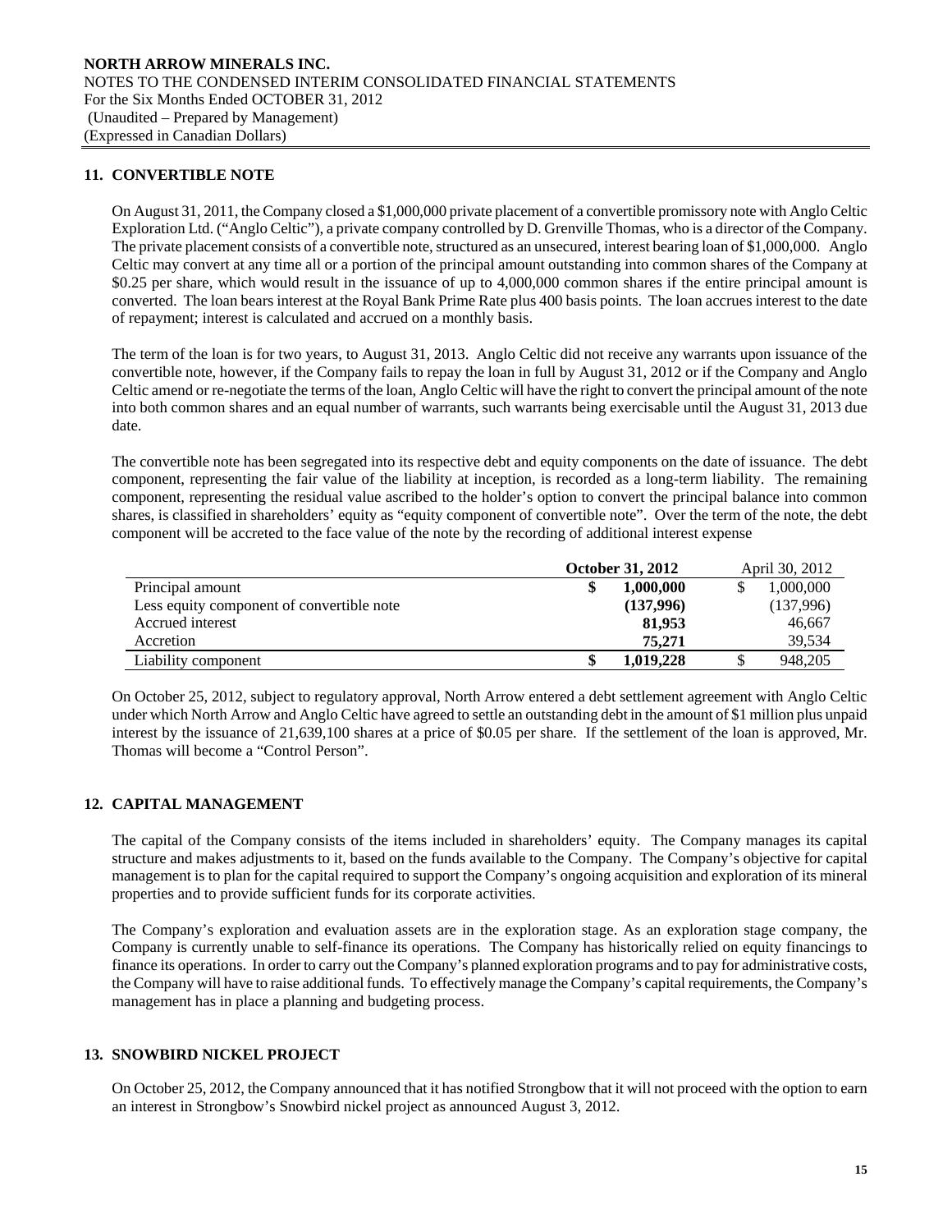## 11. CONVERTIBLE NOTE

On August 31, 2011, the Company closed a $1,000,000 private placement of a convertible promissory note with Anglo Celtic Exploration Ltd. ("Anglo Celtic"), a private company controlled by D. Grenville Thomas, who is a director of the Company. The private placement consists of a convertible note, structured as an unsecured, interest bearing loan of $1,000,000. Anglo Celtic may convert at any time all or a portion of the principal amount outstanding into common shares of the Company at $0.25 per share, which would result in the issuance of up to 4,000,000 common shares if the entire principal amount is converted. The loan bears interest at the Royal Bank Prime Rate plus 400 basis points. The loan accrues interest to the date of repayment; interest is calculated and accrued on a monthly basis.

The term of the loan is for two years, to August 31, 2013. Anglo Celtic did not receive any warrants upon issuance of the convertible note, however, if the Company fails to repay the loan in full by August 31, 2012 or if the Company and Anglo Celtic amend or re-negotiate the terms of the loan, Anglo Celtic will have the right to convert the principal amount of the note into both common shares and an equal number of warrants, such warrants being exercisable until the August 31, 2013 due date.

The convertible note has been segregated into its respective debt and equity components on the date of issuance. The debt component, representing the fair value of the liability at inception, is recorded as a long-term liability. The remaining component, representing the residual value ascribed to the holder's option to convert the principal balance into common shares, is classified in shareholders' equity as "equity component of convertible note". Over the term of the note, the debt component will be accreted to the face value of the note by the recording of additional interest expense

| | | **October 31, 2012** | | April 30, 2012 |
|---|---|---|---|---|
| Principal amount | **$** | **1,000,000** | $ | 1,000,000 |
| Less equity component of convertible note | | **(137,996)** | | (137,996) |
| Accrued interest | | **81,953** | | 46,667 |
| Accretion | | **75,271** | | 39,534 |
| Liability component | **$** | **1,019,228** | $ | 948,205 |

On October 25, 2012, subject to regulatory approval, North Arrow entered a debt settlement agreement with Anglo Celtic under which North Arrow and Anglo Celtic have agreed to settle an outstanding debt in the amount of $1 million plus unpaid interest by the issuance of 21,639,100 shares at a price of $0.05 per share. If the settlement of the loan is approved, Mr. Thomas will become a "Control Person".

## 12. CAPITAL MANAGEMENT

The capital of the Company consists of the items included in shareholders' equity. The Company manages its capital structure and makes adjustments to it, based on the funds available to the Company. The Company's objective for capital management is to plan for the capital required to support the Company's ongoing acquisition and exploration of its mineral properties and to provide sufficient funds for its corporate activities.

The Company's exploration and evaluation assets are in the exploration stage. As an exploration stage company, the Company is currently unable to self-finance its operations. The Company has historically relied on equity financings to finance its operations. In order to carry out the Company's planned exploration programs and to pay for administrative costs, the Company will have to raise additional funds. To effectively manage the Company's capital requirements, the Company's management has in place a planning and budgeting process.

## 13. SNOWBIRD NICKEL PROJECT

On October 25, 2012, the Company announced that it has notified Strongbow that it will not proceed with the option to earn an interest in Strongbow's Snowbird nickel project as announced August 3, 2012.